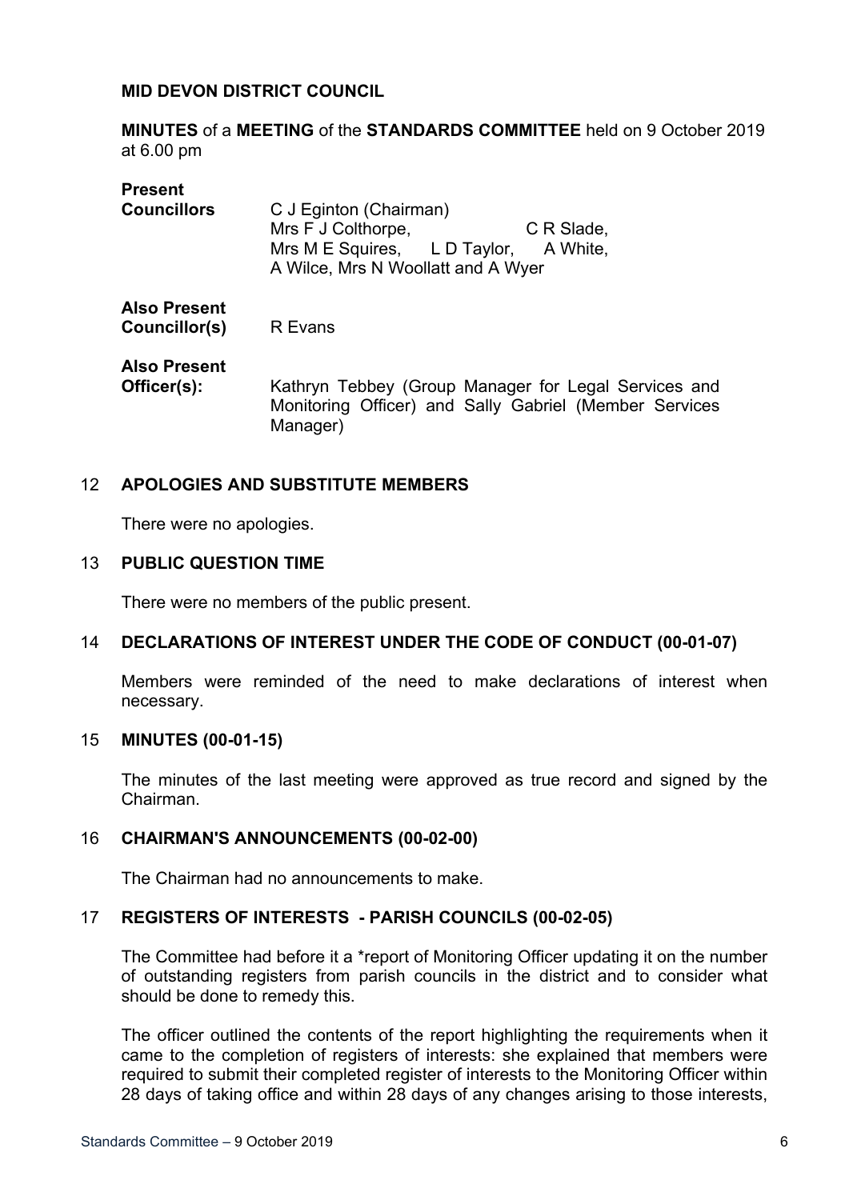**MID DEVON DISTRICT COUNCIL**

**MINUTES** of a **MEETING** of the **STANDARDS COMMITTEE** held on 9 October 2019 at 6.00 pm

**Present**

**Councillors** C J Eginton (Chairman)
Mrs F J Colthorpe, C R Slade, Mrs M E Squires, L D Taylor, A White, A Wilce, Mrs N Woollatt and A Wyer

**Also Present Councillor(s)** R Evans

**Also Present Officer(s):** Kathryn Tebbey (Group Manager for Legal Services and Monitoring Officer) and Sally Gabriel (Member Services Manager)

12 **APOLOGIES AND SUBSTITUTE MEMBERS**

There were no apologies.

13 **PUBLIC QUESTION TIME**

There were no members of the public present.

14 **DECLARATIONS OF INTEREST UNDER THE CODE OF CONDUCT (00-01-07)**

Members were reminded of the need to make declarations of interest when necessary.

15 **MINUTES (00-01-15)**

The minutes of the last meeting were approved as true record and signed by the Chairman.

16 **CHAIRMAN'S ANNOUNCEMENTS (00-02-00)**

The Chairman had no announcements to make.

17 **REGISTERS OF INTERESTS - PARISH COUNCILS (00-02-05)**

The Committee had before it a *report of Monitoring Officer updating it on the number of outstanding registers from parish councils in the district and to consider what should be done to remedy this.

The officer outlined the contents of the report highlighting the requirements when it came to the completion of registers of interests: she explained that members were required to submit their completed register of interests to the Monitoring Officer within 28 days of taking office and within 28 days of any changes arising to those interests,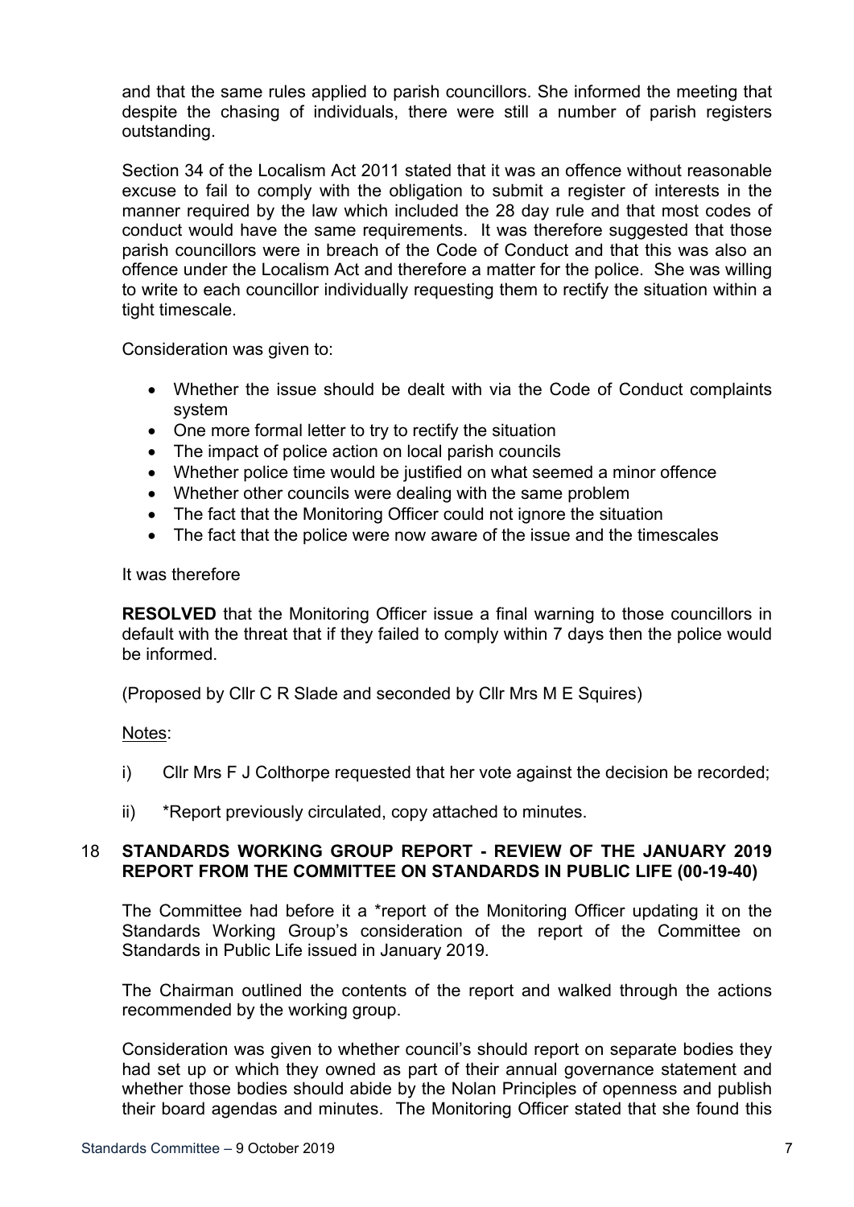and that the same rules applied to parish councillors. She informed the meeting that despite the chasing of individuals, there were still a number of parish registers outstanding.

Section 34 of the Localism Act 2011 stated that it was an offence without reasonable excuse to fail to comply with the obligation to submit a register of interests in the manner required by the law which included the 28 day rule and that most codes of conduct would have the same requirements. It was therefore suggested that those parish councillors were in breach of the Code of Conduct and that this was also an offence under the Localism Act and therefore a matter for the police. She was willing to write to each councillor individually requesting them to rectify the situation within a tight timescale.

Consideration was given to:

- Whether the issue should be dealt with via the Code of Conduct complaints system
- One more formal letter to try to rectify the situation
- The impact of police action on local parish councils
- Whether police time would be justified on what seemed a minor offence
- Whether other councils were dealing with the same problem
- The fact that the Monitoring Officer could not ignore the situation
- The fact that the police were now aware of the issue and the timescales

It was therefore

**RESOLVED** that the Monitoring Officer issue a final warning to those councillors in default with the threat that if they failed to comply within 7 days then the police would be informed.

(Proposed by Cllr C R Slade and seconded by Cllr Mrs M E Squires)

Notes:

i) Cllr Mrs F J Colthorpe requested that her vote against the decision be recorded;

ii) *Report previously circulated, copy attached to minutes.

## 18 STANDARDS WORKING GROUP REPORT - REVIEW OF THE JANUARY 2019 REPORT FROM THE COMMITTEE ON STANDARDS IN PUBLIC LIFE (00-19-40)

The Committee had before it a *report of the Monitoring Officer updating it on the Standards Working Group's consideration of the report of the Committee on Standards in Public Life issued in January 2019.

The Chairman outlined the contents of the report and walked through the actions recommended by the working group.

Consideration was given to whether council's should report on separate bodies they had set up or which they owned as part of their annual governance statement and whether those bodies should abide by the Nolan Principles of openness and publish their board agendas and minutes. The Monitoring Officer stated that she found this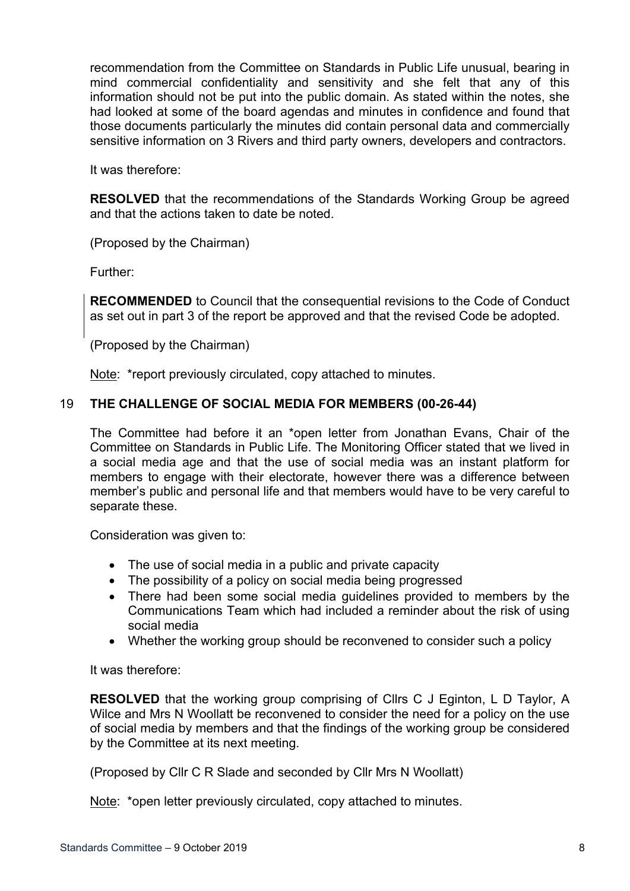recommendation from the Committee on Standards in Public Life unusual, bearing in mind commercial confidentiality and sensitivity and she felt that any of this information should not be put into the public domain. As stated within the notes, she had looked at some of the board agendas and minutes in confidence and found that those documents particularly the minutes did contain personal data and commercially sensitive information on 3 Rivers and third party owners, developers and contractors.

It was therefore:

**RESOLVED** that the recommendations of the Standards Working Group be agreed and that the actions taken to date be noted.

(Proposed by the Chairman)

Further:

**RECOMMENDED** to Council that the consequential revisions to the Code of Conduct as set out in part 3 of the report be approved and that the revised Code be adopted.

(Proposed by the Chairman)

Note: *report previously circulated, copy attached to minutes.

## 19 THE CHALLENGE OF SOCIAL MEDIA FOR MEMBERS (00-26-44)

The Committee had before it an *open letter from Jonathan Evans, Chair of the Committee on Standards in Public Life. The Monitoring Officer stated that we lived in a social media age and that the use of social media was an instant platform for members to engage with their electorate, however there was a difference between member's public and personal life and that members would have to be very careful to separate these.

Consideration was given to:

- The use of social media in a public and private capacity
- The possibility of a policy on social media being progressed
- There had been some social media guidelines provided to members by the Communications Team which had included a reminder about the risk of using social media
- Whether the working group should be reconvened to consider such a policy

It was therefore:

**RESOLVED** that the working group comprising of Cllrs C J Eginton, L D Taylor, A Wilce and Mrs N Woollatt be reconvened to consider the need for a policy on the use of social media by members and that the findings of the working group be considered by the Committee at its next meeting.

(Proposed by Cllr C R Slade and seconded by Cllr Mrs N Woollatt)

Note: *open letter previously circulated, copy attached to minutes.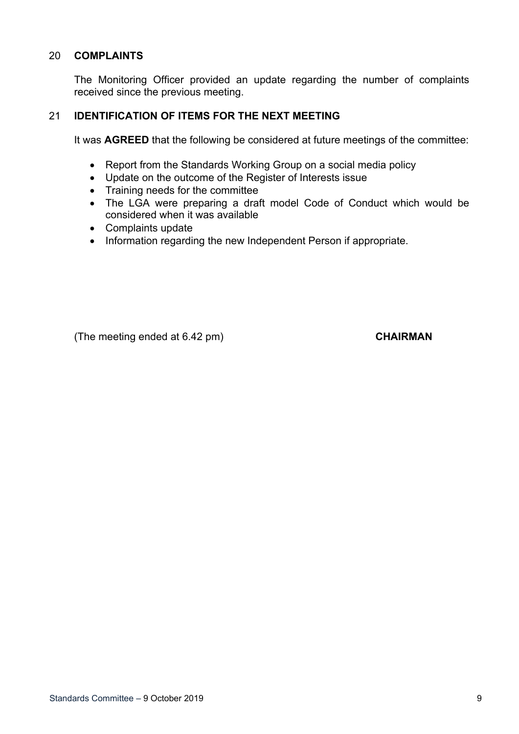## 20 COMPLAINTS

The Monitoring Officer provided an update regarding the number of complaints received since the previous meeting.

## 21 IDENTIFICATION OF ITEMS FOR THE NEXT MEETING

It was **AGREED** that the following be considered at future meetings of the committee:

- Report from the Standards Working Group on a social media policy
- Update on the outcome of the Register of Interests issue
- Training needs for the committee
- The LGA were preparing a draft model Code of Conduct which would be considered when it was available
- Complaints update
- Information regarding the new Independent Person if appropriate.

(The meeting ended at 6.42 pm) **CHAIRMAN**